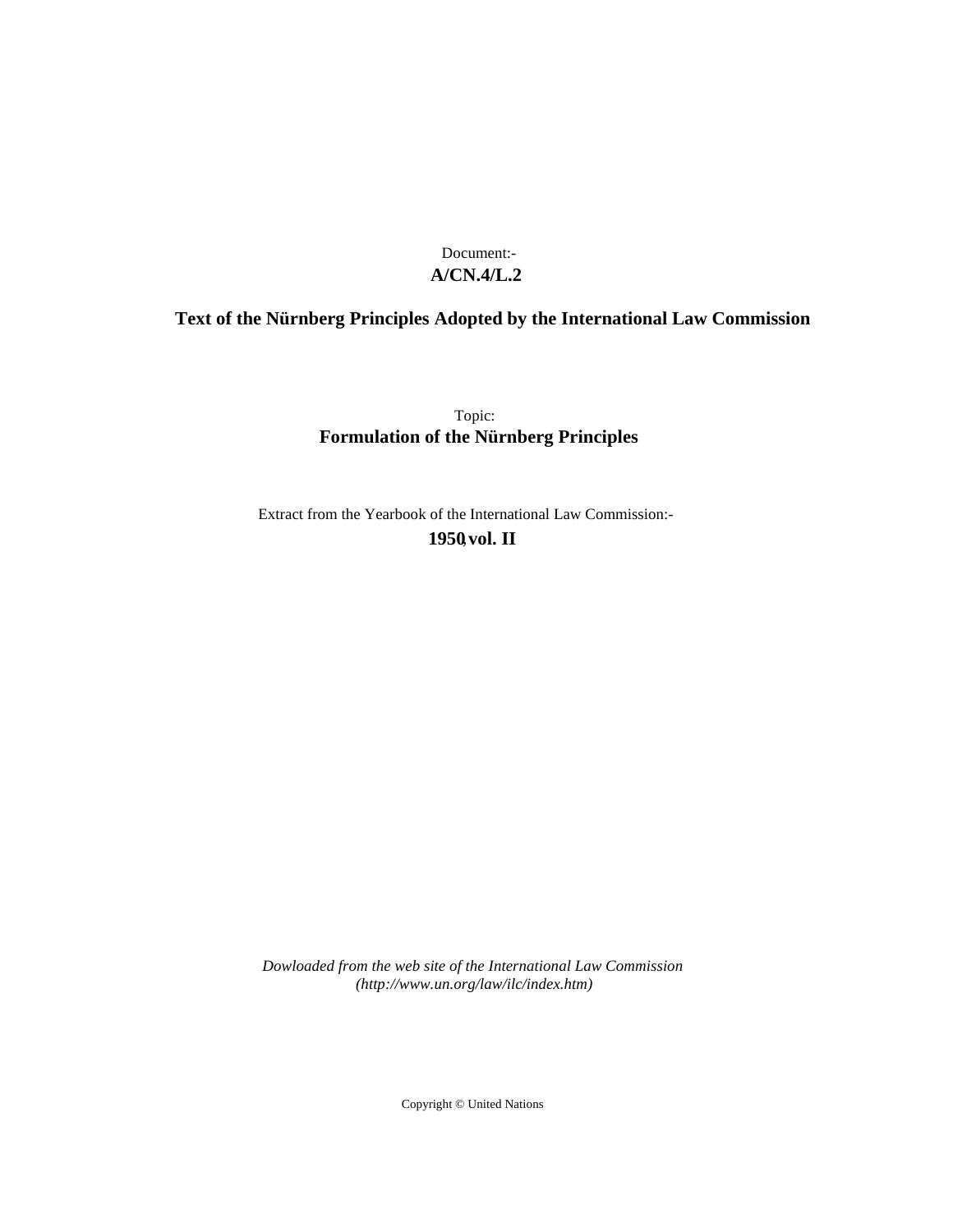Document:-

**A/CN.4/L.2**

**Text of the Nürnberg Principles Adopted by the International Law Commission**

Topic:

**Formulation of the Nürnberg Principles**

Extract from the Yearbook of the International Law Commission:-

**1950, vol. II**

*Dowloaded from the web site of the International Law Commission (http://www.un.org/law/ilc/index.htm)*

Copyright © United Nations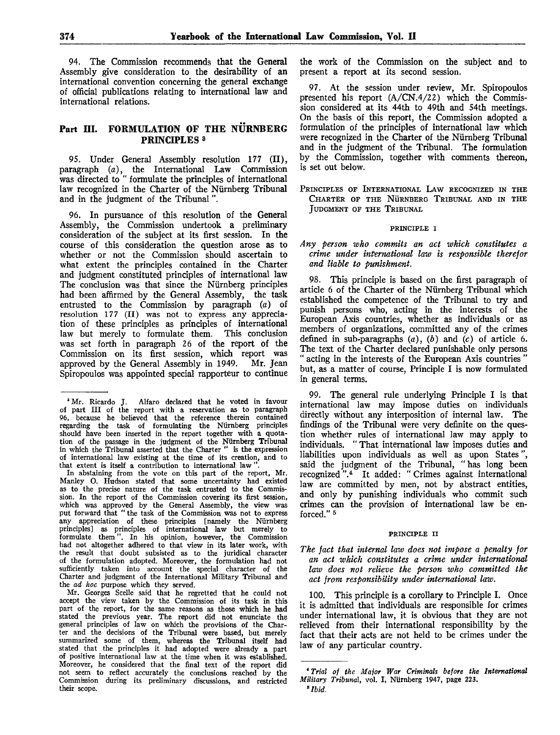94. The Commission recommends that the General Assembly give consideration to the desirability of an international convention concerning the general exchange of official publications relating to international law and international relations.

## Part III. FORMULATION OF THE NÜRNBERG PRINCIPLES [3]

95. Under General Assembly resolution 177 (II), paragraph (*a*), the International Law Commission was directed to " formulate the principles of international law recognized in the Charter of the Nürnberg Tribunal and in the judgment of the Tribunal ".

96. In pursuance of this resolution of the General Assembly, the Commission undertook a preliminary consideration of the subject at its first session. In the course of this consideration the question arose as to whether or not the Commission should ascertain to what extent the principles contained in the Charter and judgment constituted principles of international law The conclusion was that since the Nürnberg principles had been affirmed by the General Assembly, the task entrusted to the Commission by paragraph (*a*) of resolution 177 (II) was not to express any appreciation of these principles as principles of international law but merely to formulate them. This conclusion was set forth in paragraph 26 of the report of the Commission on its first session, which report was approved by the General Assembly in 1949. Mr. Jean Spiropoulos was appointed special rapporteur to continue the work of the Commission on the subject and to present a report at its second session.

97. At the session under review, Mr. Spiropoulos presented his report (A/CN.4/22) which the Commission considered at its 44th to 49th and 54th meetings. On the basis of this report, the Commission adopted a formulation of the principles of international law which were recognized in the Charter of the Nürnberg Tribunal and in the judgment of the Tribunal. The formulation by the Commission, together with comments thereon, is set out below.

### PRINCIPLES OF INTERNATIONAL LAW RECOGNIZED IN THE CHARTER OF THE NÜRNBERG TRIBUNAL AND IN THE JUDGMENT OF THE TRIBUNAL

#### PRINCIPLE I

*Any person who commits an act which constitutes a crime under international law is responsible therefor and liable to punishment.*

98. This principle is based on the first paragraph of article 6 of the Charter of the Nürnberg Tribunal which established the competence of the Tribunal to try and punish persons who, acting in the interests of the European Axis countries, whether as individuals or as members of organizations, committed any of the crimes defined in sub-paragraphs (*a*), (*b*) and (*c*) of article 6. The text of the Charter declared punishable only persons " acting in the interests of the European Axis countries " but, as a matter of course, Principle I is now formulated in general terms.

99. The general rule underlying Principle I is that international law may impose duties on individuals directly without any interposition of internal law. The findings of the Tribunal were very definite on the question whether rules of international law may apply to individuals. " That international law imposes duties and liabilities upon individuals as well as upon States ", said the judgment of the Tribunal, " has long been recognized ".[4] It added: " Crimes against international law are committed by men, not by abstract entities, and only by punishing individuals who commit such crimes can the provision of international law be enforced." [5]

#### PRINCIPLE II

*The fact that internal law does not impose a penalty for an act which constitutes a crime under international law does not relieve the person who committed the act from responsibility under international law.*

100. This principle is a corollary to Principle I. Once it is admitted that individuals are responsible for crimes under international law, it is obvious that they are not relieved from their international responsibility by the fact that their acts are not held to be crimes under the law of any particular country.

---

[3] Mr. Ricardo J. Alfaro declared that he voted in favour of part III of the report with a reservation as to paragraph 96, because he believed that the reference therein contained regarding the task of formulating the Nürnberg principles should have been inserted in the report together with a quotation of the passage in the judgment of the Nürnberg Tribunal in which the Tribunal asserted that the Charter " is the expression of international law existing at the time of its creation, and to that extent is itself a contribution to international law ".

In abstaining from the vote on this part of the report, Mr. Manley O. Hudson stated that some uncertainty had existed as to the precise nature of the task entrusted to the Commission. In the report of the Commission covering its first session, which was approved by the General Assembly, the view was put forward that " the task of the Commission was not to express any appreciation of these principles [namely the Nürnberg principles] as principles of international law but merely to formulate them ". In his opinion, however, the Commission had not altogether adhered to that view in its later work, with the result that doubt subsisted as to the juridical character of the formulation adopted. Moreover, the formulation had not sufficiently taken into account the special character of the Charter and judgment of the International Military Tribunal and the *ad hoc* purpose which they served.

Mr. Georges Scelle said that he regretted that he could not accept the view taken by the Commission of its task in this part of the report, for the same reasons as those which he had stated the previous year. The report did not enunciate the general principles of law on which the provisions of the Charter and the decisions of the Tribunal were based, but merely summarized some of them, whereas the Tribunal itself had stated that the principles it had adopted were already a part of positive international law at the time when it was established. Moreover, he considered that the final text of the report did not seem to reflect accurately the conclusions reached by the Commission during its preliminary discussions, and restricted their scope.

[4] *Trial of the Major War Criminals before the International Military Tribunal*, vol. I, Nürnberg 1947, page 223.

[5] *Ibid.*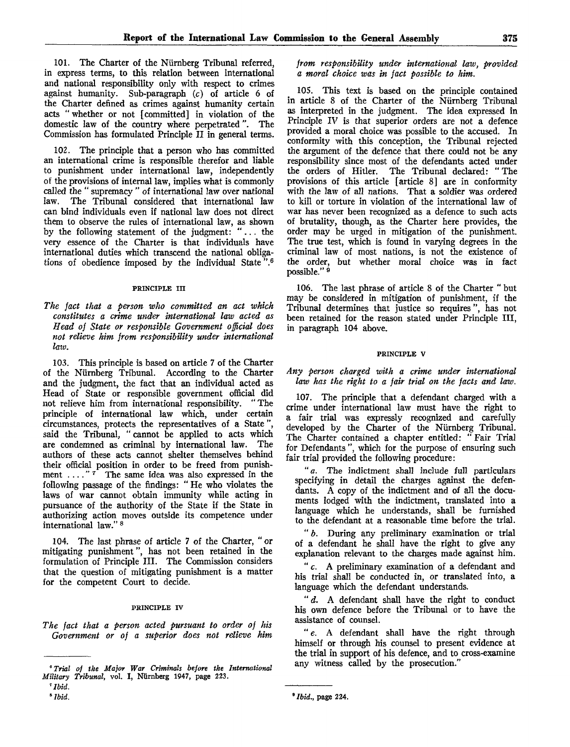101. The Charter of the Nürnberg Tribunal referred, in express terms, to this relation between international and national responsibility only with respect to crimes against humanity. Sub-paragraph (*c*) of article 6 of the Charter defined as crimes against humanity certain acts " whether or not [committed] in violation of the domestic law of the country where perpetrated ". The Commission has formulated Principle II in general terms.

102. The principle that a person who has committed an international crime is responsible therefor and liable to punishment under international law, independently of the provisions of internal law, implies what is commonly called the " supremacy " of international law over national law. The Tribunal considered that international law can bind individuals even if national law does not direct them to observe the rules of international law, as shown by the following statement of the judgment: " ... the very essence of the Charter is that individuals have international duties which transcend the national obligations of obedience imposed by the individual State ".[6]

###### PRINCIPLE III

*The fact that a person who committed an act which constitutes a crime under international law acted as Head of State or responsible Government official does not relieve him from responsibility under international law.*

103. This principle is based on article 7 of the Charter of the Nürnberg Tribunal. According to the Charter and the judgment, the fact that an individual acted as Head of State or responsible government official did not relieve him from international responsibility. " The principle of international law which, under certain circumstances, protects the representatives of a State ", said the Tribunal, " cannot be applied to acts which are condemned as criminal by international law. The authors of these acts cannot shelter themselves behind their official position in order to be freed from punishment .... "[7] The same idea was also expressed in the following passage of the findings: " He who violates the laws of war cannot obtain immunity while acting in pursuance of the authority of the State if the State in authorizing action moves outside its competence under international law." [8]

104. The last phrase of article 7 of the Charter, " or mitigating punishment ", has not been retained in the formulation of Principle III. The Commission considers that the question of mitigating punishment is a matter for the competent Court to decide.

###### PRINCIPLE IV

*The fact that a person acted pursuant to order of his Government or of a superior does not relieve him from responsibility under international law, provided a moral choice was in fact possible to him.*

105. This text is based on the principle contained in article 8 of the Charter of the Nürnberg Tribunal as interpreted in the judgment. The idea expressed in Principle IV is that superior orders are not a defence provided a moral choice was possible to the accused. In conformity with this conception, the Tribunal rejected the argument of the defence that there could not be any responsibility since most of the defendants acted under the orders of Hitler. The Tribunal declared: " The provisions of this article [article 8] are in conformity with the law of all nations. That a soldier was ordered to kill or torture in violation of the international law of war has never been recognized as a defence to such acts of brutality, though, as the Charter here provides, the order may be urged in mitigation of the punishment. The true test, which is found in varying degrees in the criminal law of most nations, is not the existence of the order, but whether moral choice was in fact possible." [9]

106. The last phrase of article 8 of the Charter " but may be considered in mitigation of punishment, if the Tribunal determines that justice so requires ", has not been retained for the reason stated under Principle III, in paragraph 104 above.

###### PRINCIPLE V

*Any person charged with a crime under international law has the right to a fair trial on the facts and law.*

107. The principle that a defendant charged with a crime under international law must have the right to a fair trial was expressly recognized and carefully developed by the Charter of the Nürnberg Tribunal. The Charter contained a chapter entitled: " Fair Trial for Defendants ", which for the purpose of ensuring such fair trial provided the following procedure:

" *a.* The indictment shall include full particulars specifying in detail the charges against the defendants. A copy of the indictment and of all the documents lodged with the indictment, translated into a language which he understands, shall be furnished to the defendant at a reasonable time before the trial.

" *b.* During any preliminary examination or trial of a defendant he shall have the right to give any explanation relevant to the charges made against him.

" *c.* A preliminary examination of a defendant and his trial shall be conducted in, or translated into, a language which the defendant understands.

" *d.* A defendant shall have the right to conduct his own defence before the Tribunal or to have the assistance of counsel.

" *e.* A defendant shall have the right through himself or through his counsel to present evidence at the trial in support of his defence, and to cross-examine any witness called by the prosecution."

---

[6] *Trial of the Major War Criminals before the International Military Tribunal*, vol. I, Nürnberg 1947, page 223.

[7] *Ibid.*

[8] *Ibid.*

[9] *Ibid.*, page 224.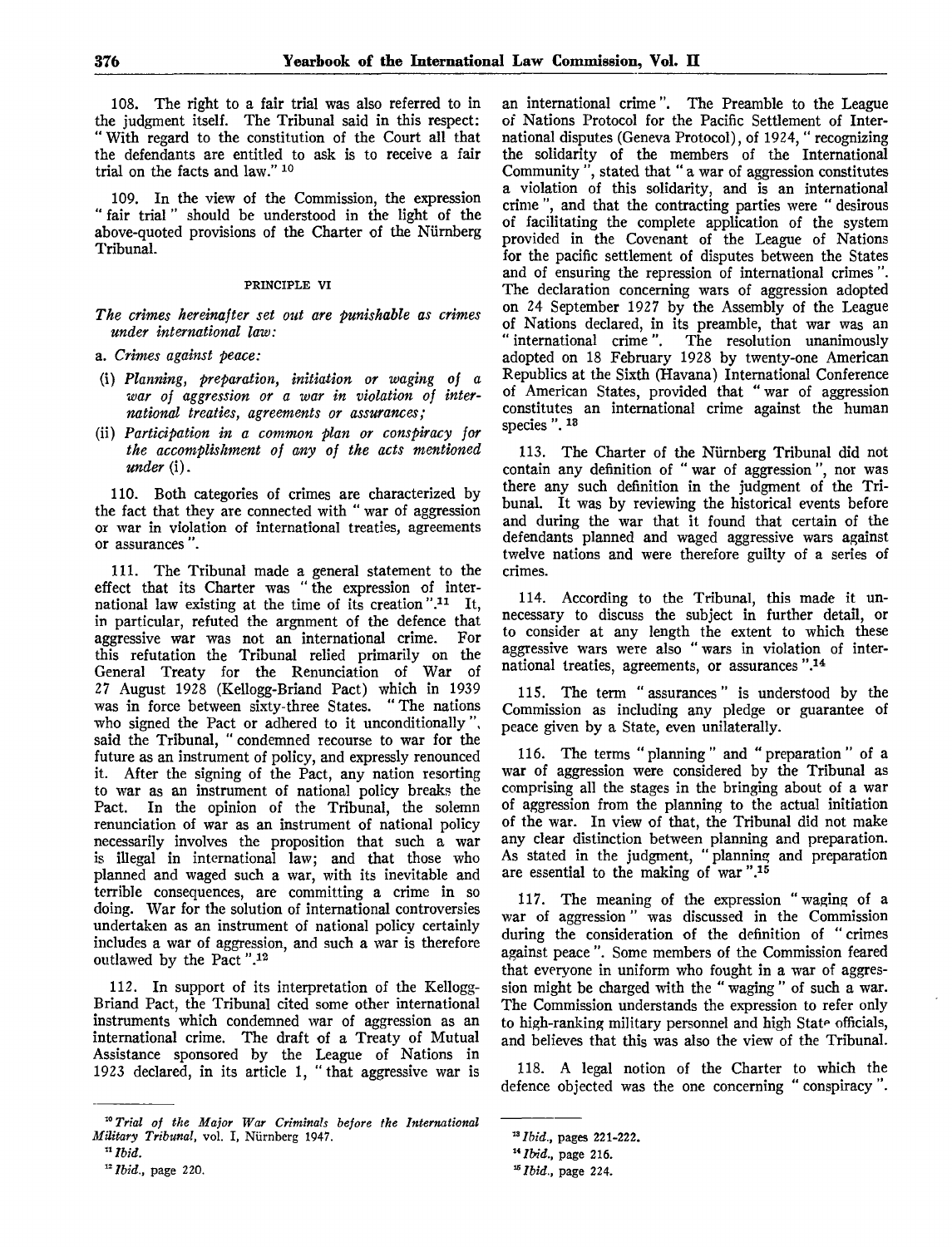108. The right to a fair trial was also referred to in the judgment itself. The Tribunal said in this respect: " With regard to the constitution of the Court all that the defendants are entitled to ask is to receive a fair trial on the facts and law." [10]

109. In the view of the Commission, the expression " fair trial " should be understood in the light of the above-quoted provisions of the Charter of the Nürnberg Tribunal.

PRINCIPLE VI

*The crimes hereinafter set out are punishable as crimes under international law:*

a. *Crimes against peace:*

(i) *Planning, preparation, initiation or waging of a war of aggression or a war in violation of international treaties, agreements or assurances;*

(ii) *Participation in a common plan or conspiracy for the accomplishment of any of the acts mentioned under* (i).

110. Both categories of crimes are characterized by the fact that they are connected with " war of aggression or war in violation of international treaties, agreements or assurances ".

111. The Tribunal made a general statement to the effect that its Charter was " the expression of international law existing at the time of its creation ".[11] It, in particular, refuted the argnment of the defence that aggressive war was not an international crime. For this refutation the Tribunal relied primarily on the General Treaty for the Renunciation of War of 27 August 1928 (Kellogg-Briand Pact) which in 1939 was in force between sixty-three States. " The nations who signed the Pact or adhered to it unconditionally ", said the Tribunal, " condemned recourse to war for the future as an instrument of policy, and expressly renounced it. After the signing of the Pact, any nation resorting to war as an instrument of national policy breaks the Pact. In the opinion of the Tribunal, the solemn renunciation of war as an instrument of national policy necessarily involves the proposition that such a war is illegal in international law; and that those who planned and waged such a war, with its inevitable and terrible consequences, are committing a crime in so doing. War for the solution of international controversies undertaken as an instrument of national policy certainly includes a war of aggression, and such a war is therefore outlawed by the Pact ".[12]

112. In support of its interpretation of the Kellogg-Briand Pact, the Tribunal cited some other international instruments which condemned war of aggression as an international crime. The draft of a Treaty of Mutual Assistance sponsored by the League of Nations in 1923 declared, in its article 1, " that aggressive war is an international crime ". The Preamble to the League of Nations Protocol for the Pacific Settlement of International disputes (Geneva Protocol), of 1924, " recognizing the solidarity of the members of the International Community ", stated that " a war of aggression constitutes a violation of this solidarity, and is an international crime ", and that the contracting parties were " desirous of facilitating the complete application of the system provided in the Covenant of the League of Nations for the pacific settlement of disputes between the States and of ensuring the repression of international crimes ". The declaration concerning wars of aggression adopted on 24 September 1927 by the Assembly of the League of Nations declared, in its preamble, that war was an " international crime ". The resolution unanimously adopted on 18 February 1928 by twenty-one American Republics at the Sixth (Havana) International Conference of American States, provided that " war of aggression constitutes an international crime against the human species ".[13]

113. The Charter of the Nürnberg Tribunal did not contain any definition of " war of aggression ", nor was there any such definition in the judgment of the Tribunal. It was by reviewing the historical events before and during the war that it found that certain of the defendants planned and waged aggressive wars against twelve nations and were therefore guilty of a series of crimes.

114. According to the Tribunal, this made it unnecessary to discuss the subject in further detail, or to consider at any length the extent to which these aggressive wars were also " wars in violation of international treaties, agreements, or assurances ".[14]

115. The term " assurances " is understood by the Commission as including any pledge or guarantee of peace given by a State, even unilaterally.

116. The terms " planning " and " preparation " of a war of aggression were considered by the Tribunal as comprising all the stages in the bringing about of a war of aggression from the planning to the actual initiation of the war. In view of that, the Tribunal did not make any clear distinction between planning and preparation. As stated in the judgment, " planning and preparation are essential to the making of war ".[15]

117. The meaning of the expression " waging of a war of aggression " was discussed in the Commission during the consideration of the definition of " crimes against peace ". Some members of the Commission feared that everyone in uniform who fought in a war of aggression might be charged with the " waging " of such a war. The Commission understands the expression to refer only to high-ranking military personnel and high State officials, and believes that this was also the view of the Tribunal.

118. A legal notion of the Charter to which the defence objected was the one concerning " conspiracy ".

---

[10] *Trial of the Major War Criminals before the International Military Tribunal*, vol. I, Nürnberg 1947.

[11] *Ibid.*

[12] *Ibid.*, page 220.

[13] *Ibid.*, pages 221-222.

[14] *Ibid.*, page 216.

[15] *Ibid.*, page 224.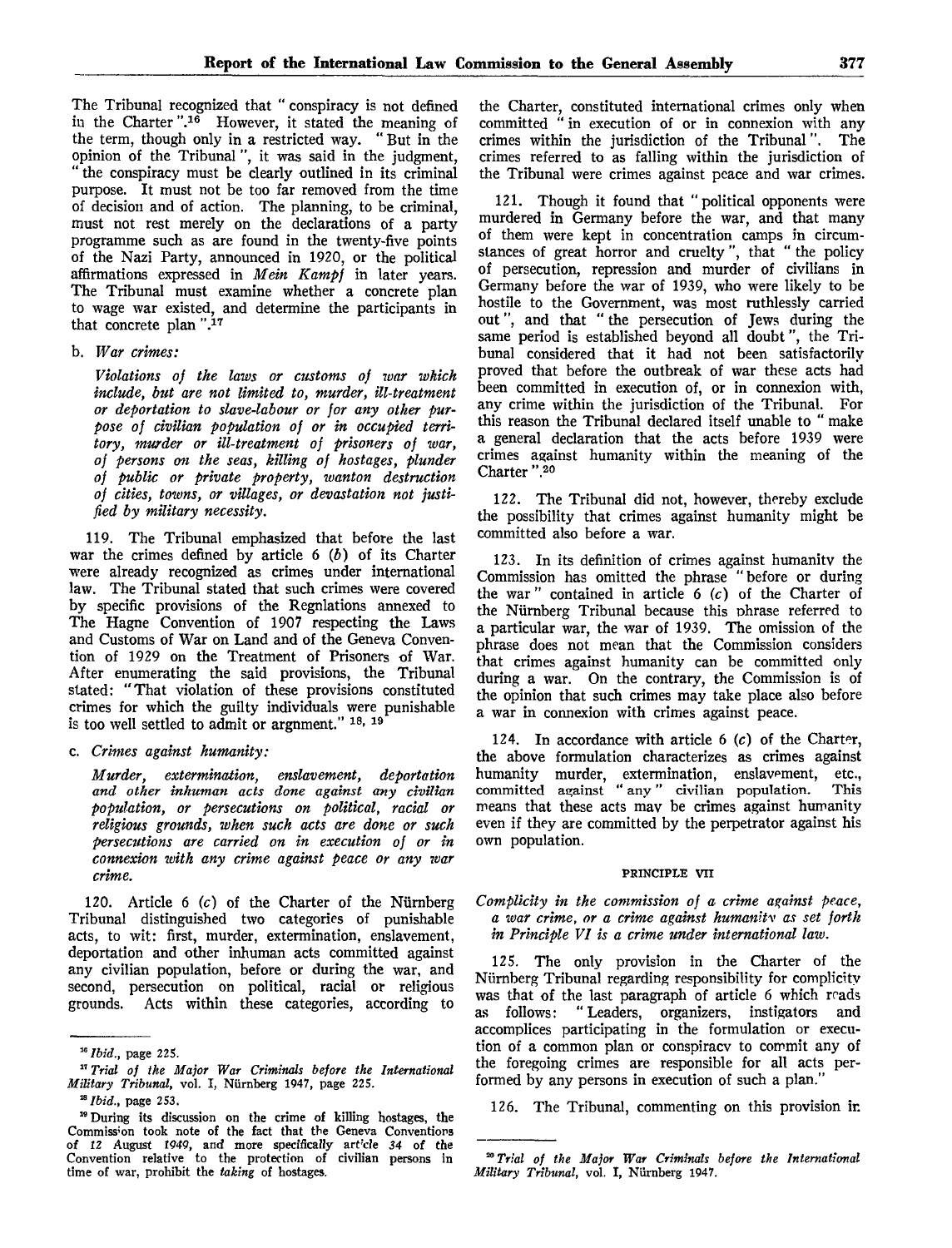The Tribunal recognized that "conspiracy is not defined in the Charter".[16] However, it stated the meaning of the term, though only in a restricted way. "But in the opinion of the Tribunal", it was said in the judgment, "the conspiracy must be clearly outlined in its criminal purpose. It must not be too far removed from the time of decision and of action. The planning, to be criminal, must not rest merely on the declarations of a party programme such as are found in the twenty-five points of the Nazi Party, announced in 1920, or the political affirmations expressed in *Mein Kampf* in later years. The Tribunal must examine whether a concrete plan to wage war existed, and determine the participants in that concrete plan".[17]

b. *War crimes:*

*Violations of the laws or customs of war which include, but are not limited to, murder, ill-treatment or deportation to slave-labour or for any other purpose of civilian population of or in occupied territory, murder or ill-treatment of prisoners of war, of persons on the seas, killing of hostages, plunder of public or private property, wanton destruction of cities, towns, or villages, or devastation not justified by military necessity.*

119. The Tribunal emphasized that before the last war the crimes defined by article 6 (*b*) of its Charter were already recognized as crimes under international law. The Tribunal stated that such crimes were covered by specific provisions of the Regnlations annexed to The Hagne Convention of 1907 respecting the Laws and Customs of War on Land and of the Geneva Convention of 1929 on the Treatment of Prisoners of War. After enumerating the said provisions, the Tribunal stated: "That violation of these provisions constituted crimes for which the guilty individuals were punishable is too well settled to admit or argnment." [18, 19]

c. *Crimes against humanity:*

*Murder, extermination, enslavement, deportation and other inhuman acts done against any civilian population, or persecutions on political, racial or religious grounds, when such acts are done or such persecutions are carried on in execution of or in connexion with any crime against peace or any war crime.*

120. Article 6 (*c*) of the Charter of the Nürnberg Tribunal distinguished two categories of punishable acts, to wit: first, murder, extermination, enslavement, deportation and other inhuman acts committed against any civilian population, before or during the war, and second, persecution on political, racial or religious grounds. Acts within these categories, according to the Charter, constituted international crimes only when committed "in execution of or in connexion with any crimes within the jurisdiction of the Tribunal". The crimes referred to as falling within the jurisdiction of the Tribunal were crimes against peace and war crimes.

121. Though it found that "political opponents were murdered in Germany before the war, and that many of them were kept in concentration camps in circumstances of great horror and cruelty", that "the policy of persecution, repression and murder of civilians in Germany before the war of 1939, who were likely to be hostile to the Government, was most ruthlessly carried out", and that "the persecution of Jews during the same period is established beyond all doubt", the Tribunal considered that it had not been satisfactorily proved that before the outbreak of war these acts had been committed in execution of, or in connexion with, any crime within the jurisdiction of the Tribunal. For this reason the Tribunal declared itself unable to "make a general declaration that the acts before 1939 were crimes against humanity within the meaning of the Charter".[20]

122. The Tribunal did not, however, thereby exclude the possibility that crimes against humanity might be committed also before a war.

123. In its definition of crimes against humanity the Commission has omitted the phrase "before or during the war" contained in article 6 (*c*) of the Charter of the Nürnberg Tribunal because this phrase referred to a particular war, the war of 1939. The omission of the phrase does not mean that the Commission considers that crimes against humanity can be committed only during a war. On the contrary, the Commission is of the opinion that such crimes may take place also before a war in connexion with crimes against peace.

124. In accordance with article 6 (*c*) of the Charter, the above formulation characterizes as crimes against humanity murder, extermination, enslavement, etc., committed against "any" civilian population. This means that these acts may be crimes against humanity even if they are committed by the perpetrator against his own population.

PRINCIPLE VII

*Complicity in the commission of a crime against peace, a war crime, or a crime against humanity as set forth in Principle VI is a crime under international law.*

125. The only provision in the Charter of the Nürnberg Tribunal regarding responsibility for complicity was that of the last paragraph of article 6 which reads as follows: "Leaders, organizers, instigators and accomplices participating in the formulation or execution of a common plan or conspiracy to commit any of the foregoing crimes are responsible for all acts performed by any persons in execution of such a plan."

126. The Tribunal, commenting on this provision in

---

[16] *Ibid.*, page 225.

[17] *Trial of the Major War Criminals before the International Military Tribunal*, vol. I, Nürnberg 1947, page 225.

[18] *Ibid.*, page 253.

[19] During its discussion on the crime of killing hostages, the Commission took note of the fact that the Geneva Conventions of 12 August 1949, and more specifically article 34 of the Convention relative to the protection of civilian persons in time of war, prohibit the *taking* of hostages.

[20] *Trial of the Major War Criminals before the International Military Tribunal*, vol. I, Nürnberg 1947.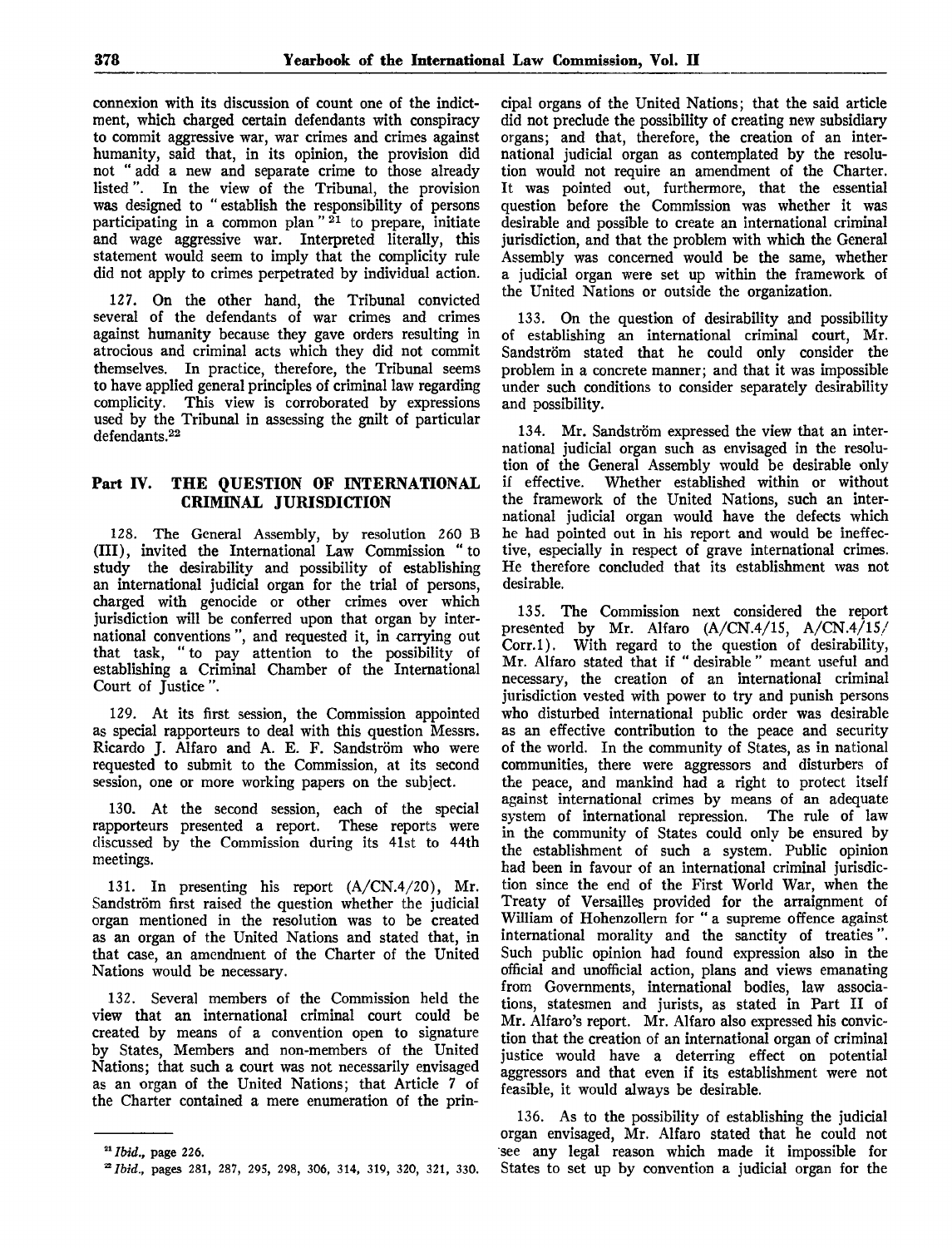connexion with its discussion of count one of the indictment, which charged certain defendants with conspiracy to commit aggressive war, war crimes and crimes against humanity, said that, in its opinion, the provision did not " add a new and separate crime to those already listed ". In the view of the Tribunal, the provision was designed to " establish the responsibility of persons participating in a common plan " [21] to prepare, initiate and wage aggressive war. Interpreted literally, this statement would seem to imply that the complicity rule did not apply to crimes perpetrated by individual action.

127. On the other hand, the Tribunal convicted several of the defendants of war crimes and crimes against humanity because they gave orders resulting in atrocious and criminal acts which they did not commit themselves. In practice, therefore, the Tribunal seems to have applied general principles of criminal law regarding complicity. This view is corroborated by expressions used by the Tribunal in assessing the guilt of particular defendants.[22]

## Part IV. THE QUESTION OF INTERNATIONAL CRIMINAL JURISDICTION

128. The General Assembly, by resolution 260 B (III), invited the International Law Commission " to study the desirability and possibility of establishing an international judicial organ for the trial of persons, charged with genocide or other crimes over which jurisdiction will be conferred upon that organ by international conventions ", and requested it, in carrying out that task, " to pay attention to the possibility of establishing a Criminal Chamber of the International Court of Justice ".

129. At its first session, the Commission appointed as special rapporteurs to deal with this question Messrs. Ricardo J. Alfaro and A. E. F. Sandström who were requested to submit to the Commission, at its second session, one or more working papers on the subject.

130. At the second session, each of the special rapporteurs presented a report. These reports were discussed by the Commission during its 41st to 44th meetings.

131. In presenting his report (A/CN.4/20), Mr. Sandström first raised the question whether the judicial organ mentioned in the resolution was to be created as an organ of the United Nations and stated that, in that case, an amendment of the Charter of the United Nations would be necessary.

132. Several members of the Commission held the view that an international criminal court could be created by means of a convention open to signature by States, Members and non-members of the United Nations; that such a court was not necessarily envisaged as an organ of the United Nations; that Article 7 of the Charter contained a mere enumeration of the principal organs of the United Nations; that the said article did not preclude the possibility of creating new subsidiary organs; and that, therefore, the creation of an international judicial organ as contemplated by the resolution would not require an amendment of the Charter. It was pointed out, furthermore, that the essential question before the Commission was whether it was desirable and possible to create an international criminal jurisdiction, and that the problem with which the General Assembly was concerned would be the same, whether a judicial organ were set up within the framework of the United Nations or outside the organization.

133. On the question of desirability and possibility of establishing an international criminal court, Mr. Sandström stated that he could only consider the problem in a concrete manner; and that it was impossible under such conditions to consider separately desirability and possibility.

134. Mr. Sandström expressed the view that an international judicial organ such as envisaged in the resolution of the General Assembly would be desirable only if effective. Whether established within or without the framework of the United Nations, such an international judicial organ would have the defects which he had pointed out in his report and would be ineffective, especially in respect of grave international crimes. He therefore concluded that its establishment was not desirable.

135. The Commission next considered the report presented by Mr. Alfaro (A/CN.4/15, A/CN.4/15/Corr.1). With regard to the question of desirability, Mr. Alfaro stated that if " desirable " meant useful and necessary, the creation of an international criminal jurisdiction vested with power to try and punish persons who disturbed international public order was desirable as an effective contribution to the peace and security of the world. In the community of States, as in national communities, there were aggressors and disturbers of the peace, and mankind had a right to protect itself against international crimes by means of an adequate system of international repression. The rule of law in the community of States could only be ensured by the establishment of such a system. Public opinion had been in favour of an international criminal jurisdiction since the end of the First World War, when the Treaty of Versailles provided for the arraignment of William of Hohenzollern for " a supreme offence against international morality and the sanctity of treaties ". Such public opinion had found expression also in the official and unofficial action, plans and views emanating from Governments, international bodies, law associations, statesmen and jurists, as stated in Part II of Mr. Alfaro's report. Mr. Alfaro also expressed his conviction that the creation of an international organ of criminal justice would have a deterring effect on potential aggressors and that even if its establishment were not feasible, it would always be desirable.

136. As to the possibility of establishing the judicial organ envisaged, Mr. Alfaro stated that he could not see any legal reason which made it impossible for States to set up by convention a judicial organ for the

---

[21] *Ibid.*, page 226.

[22] *Ibid.*, pages 281, 287, 295, 298, 306, 314, 319, 320, 321, 330.